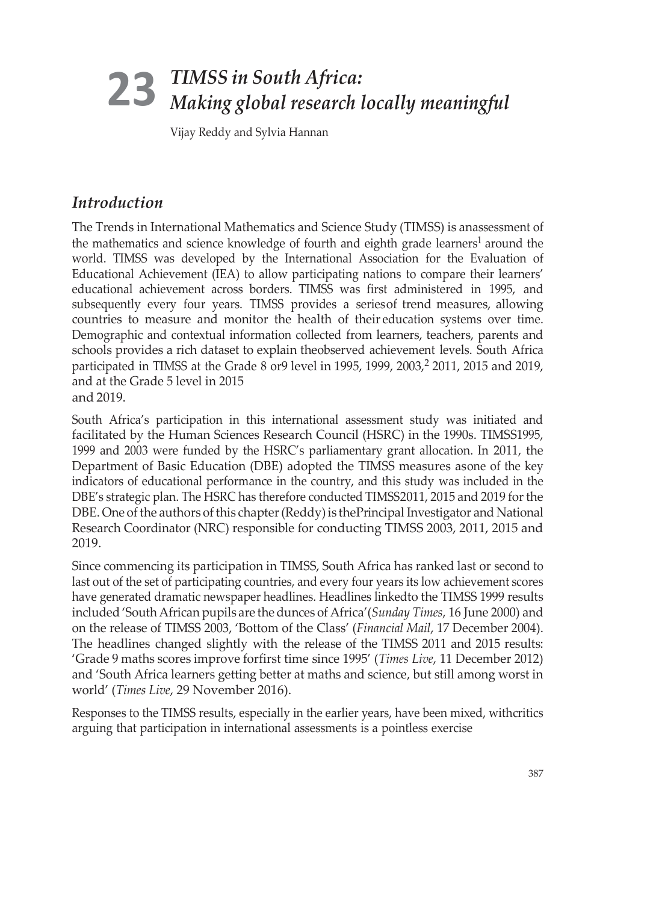# 23 *TIMSS in South Africa: Making global research locally meaningful*

Vijay Reddy and Sylvia Hannan

## *Introduction*

The Trends in International Mathematics and Science Study (TIMSS) is anassessment of the mathematics and science knowledge of fourth and eighth grade learners[1] around the world. TIMSS was developed by the International Association for the Evaluation of Educational Achievement (IEA) to allow participating nations to compare their learners' educational achievement across borders. TIMSS was first administered in 1995, and subsequently every four years. TIMSS provides a seriesof trend measures, allowing countries to measure and monitor the health of their education systems over time. Demographic and contextual information collected from learners, teachers, parents and schools provides a rich dataset to explain theobserved achievement levels. South Africa participated in TIMSS at the Grade 8 or9 level in 1995, 1999, 2003,[2] 2011, 2015 and 2019, and at the Grade 5 level in 2015 and 2019.

South Africa's participation in this international assessment study was initiated and facilitated by the Human Sciences Research Council (HSRC) in the 1990s. TIMSS1995, 1999 and 2003 were funded by the HSRC's parliamentary grant allocation. In 2011, the Department of Basic Education (DBE) adopted the TIMSS measures asone of the key indicators of educational performance in the country, and this study was included in the DBE's strategic plan. The HSRC has therefore conducted TIMSS2011, 2015 and 2019 for the DBE. One of the authors of this chapter (Reddy) is thePrincipal Investigator and National Research Coordinator (NRC) responsible for conducting TIMSS 2003, 2011, 2015 and 2019.

Since commencing its participation in TIMSS, South Africa has ranked last or second to last out of the set of participating countries, and every four years its low achievement scores have generated dramatic newspaper headlines. Headlines linkedto the TIMSS 1999 results included 'South African pupils are the dunces of Africa'(*Sunday Times*, 16 June 2000) and on the release of TIMSS 2003, 'Bottom of the Class' (*Financial Mail*, 17 December 2004). The headlines changed slightly with the release of the TIMSS 2011 and 2015 results: 'Grade 9 maths scores improve forfirst time since 1995' (*Times Live*, 11 December 2012) and 'South Africa learners getting better at maths and science, but still among worst in world' (*Times Live*, 29 November 2016).

Responses to the TIMSS results, especially in the earlier years, have been mixed, withcritics arguing that participation in international assessments is a pointless exercise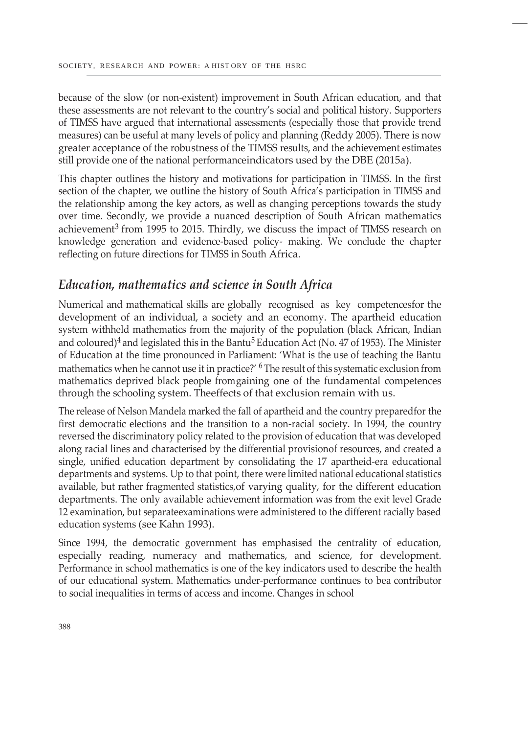because of the slow (or non-existent) improvement in South African education, and that these assessments are not relevant to the country's social and political history. Supporters of TIMSS have argued that international assessments (especially those that provide trend measures) can be useful at many levels of policy and planning (Reddy 2005). There is now greater acceptance of the robustness of the TIMSS results, and the achievement estimates still provide one of the national performance indicators used by the DBE (2015a).

This chapter outlines the history and motivations for participation in TIMSS. In the first section of the chapter, we outline the history of South Africa's participation in TIMSS and the relationship among the key actors, as well as changing perceptions towards the study over time. Secondly, we provide a nuanced description of South African mathematics achievement[3] from 1995 to 2015. Thirdly, we discuss the impact of TIMSS research on knowledge generation and evidence-based policy- making. We conclude the chapter reflecting on future directions for TIMSS in South Africa.

## *Education, mathematics and science in South Africa*

Numerical and mathematical skills are globally recognised as key competences for the development of an individual, a society and an economy. The apartheid education system withheld mathematics from the majority of the population (black African, Indian and coloured)[4] and legislated this in the Bantu[5] Education Act (No. 47 of 1953). The Minister of Education at the time pronounced in Parliament: 'What is the use of teaching the Bantu mathematics when he cannot use it in practice?' [6] The result of this systematic exclusion from mathematics deprived black people from gaining one of the fundamental competences through the schooling system. The effects of that exclusion remain with us.

The release of Nelson Mandela marked the fall of apartheid and the country prepared for the first democratic elections and the transition to a non-racial society. In 1994, the country reversed the discriminatory policy related to the provision of education that was developed along racial lines and characterised by the differential provision of resources, and created a single, unified education department by consolidating the 17 apartheid-era educational departments and systems. Up to that point, there were limited national educational statistics available, but rather fragmented statistics, of varying quality, for the different education departments. The only available achievement information was from the exit level Grade 12 examination, but separate examinations were administered to the different racially based education systems (see Kahn 1993).

Since 1994, the democratic government has emphasised the centrality of education, especially reading, numeracy and mathematics, and science, for development. Performance in school mathematics is one of the key indicators used to describe the health of our educational system. Mathematics under-performance continues to be a contributor to social inequalities in terms of access and income. Changes in school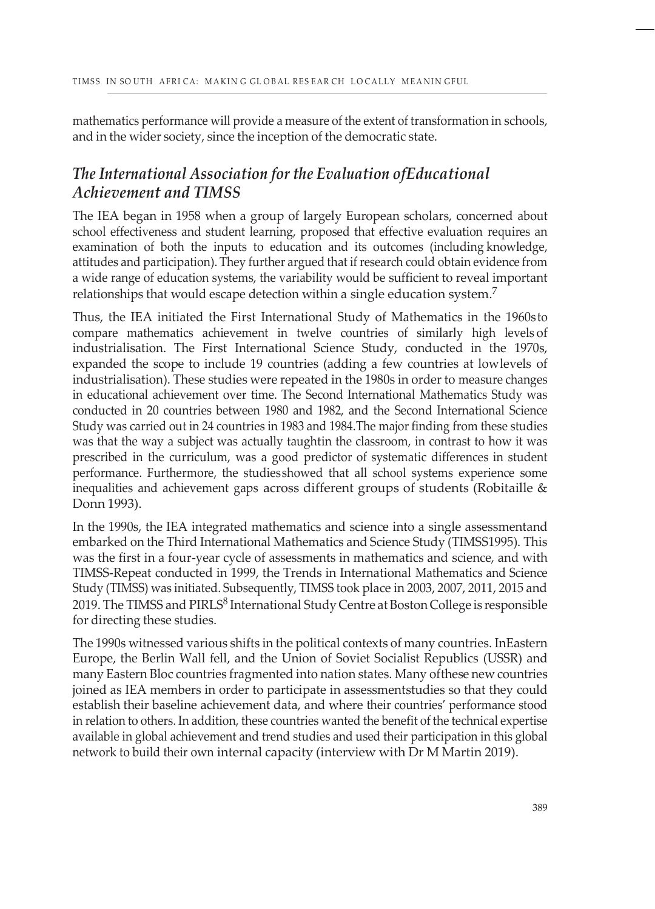mathematics performance will provide a measure of the extent of transformation in schools, and in the wider society, since the inception of the democratic state.

## *The International Association for the Evaluation ofEducational Achievement and TIMSS*

The IEA began in 1958 when a group of largely European scholars, concerned about school effectiveness and student learning, proposed that effective evaluation requires an examination of both the inputs to education and its outcomes (including knowledge, attitudes and participation). They further argued that if research could obtain evidence from a wide range of education systems, the variability would be sufficient to reveal important relationships that would escape detection within a single education system.[7]

Thus, the IEA initiated the First International Study of Mathematics in the 1960sto compare mathematics achievement in twelve countries of similarly high levels of industrialisation. The First International Science Study, conducted in the 1970s, expanded the scope to include 19 countries (adding a few countries at lowlevels of industrialisation). These studies were repeated in the 1980s in order to measure changes in educational achievement over time. The Second International Mathematics Study was conducted in 20 countries between 1980 and 1982, and the Second International Science Study was carried out in 24 countries in 1983 and 1984.The major finding from these studies was that the way a subject was actually taughtin the classroom, in contrast to how it was prescribed in the curriculum, was a good predictor of systematic differences in student performance. Furthermore, the studiesshowed that all school systems experience some inequalities and achievement gaps across different groups of students (Robitaille & Donn 1993).

In the 1990s, the IEA integrated mathematics and science into a single assessmentand embarked on the Third International Mathematics and Science Study (TIMSS1995). This was the first in a four-year cycle of assessments in mathematics and science, and with TIMSS-Repeat conducted in 1999, the Trends in International Mathematics and Science Study (TIMSS) was initiated. Subsequently, TIMSS took place in 2003, 2007, 2011, 2015 and 2019. The TIMSS and PIRLS[8] International Study Centre at Boston College is responsible for directing these studies.

The 1990s witnessed various shifts in the political contexts of many countries. InEastern Europe, the Berlin Wall fell, and the Union of Soviet Socialist Republics (USSR) and many Eastern Bloc countries fragmented into nation states. Many ofthese new countries joined as IEA members in order to participate in assessmentstudies so that they could establish their baseline achievement data, and where their countries' performance stood in relation to others. In addition, these countries wanted the benefit of the technical expertise available in global achievement and trend studies and used their participation in this global network to build their own internal capacity (interview with Dr M Martin 2019).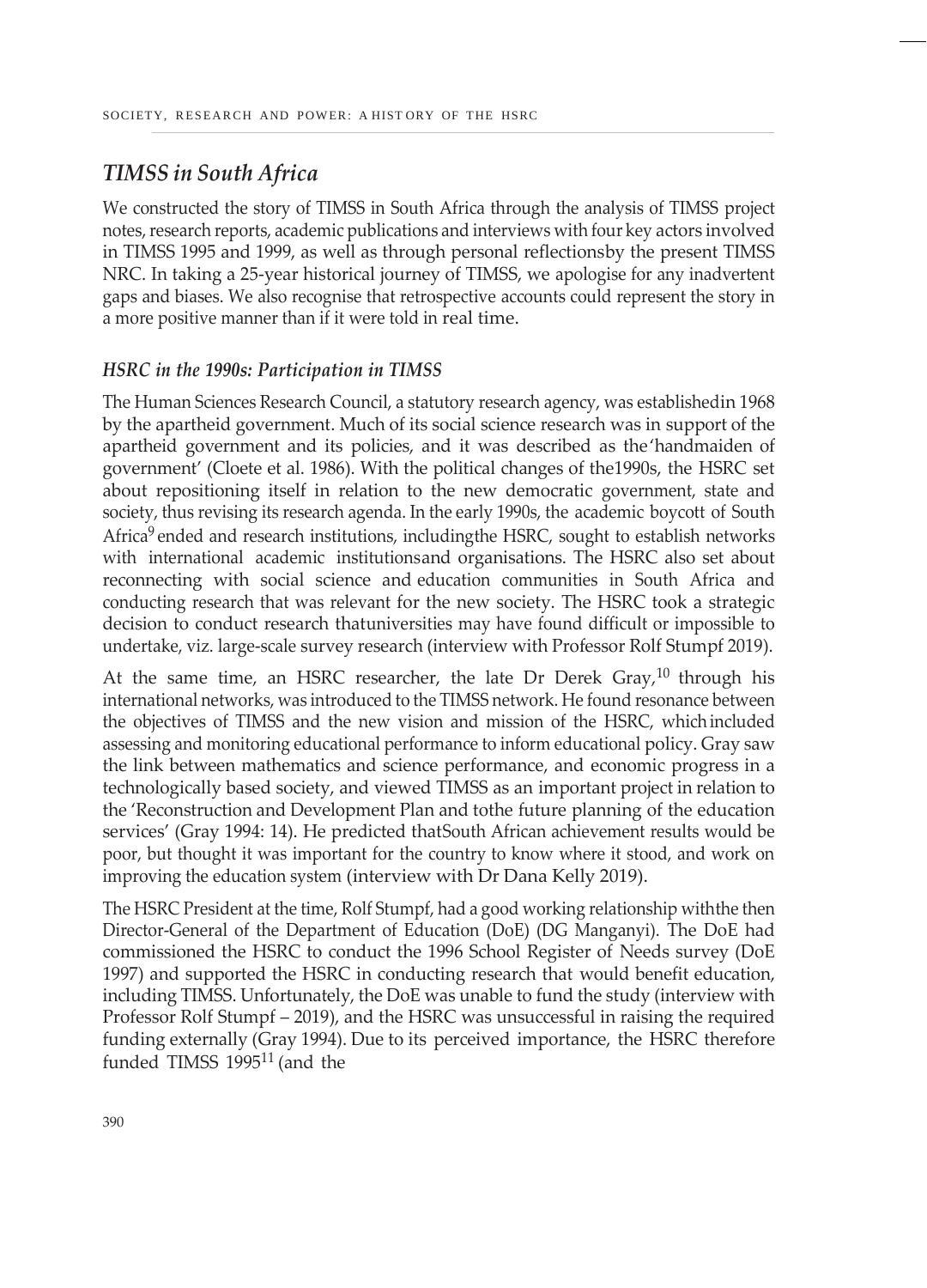## *TIMSS in South Africa*

We constructed the story of TIMSS in South Africa through the analysis of TIMSS project notes, research reports, academic publications and interviews with four key actors involved in TIMSS 1995 and 1999, as well as through personal reflectionsby the present TIMSS NRC. In taking a 25-year historical journey of TIMSS, we apologise for any inadvertent gaps and biases. We also recognise that retrospective accounts could represent the story in a more positive manner than if it were told in real time.

### *HSRC in the 1990s: Participation in TIMSS*

The Human Sciences Research Council, a statutory research agency, was establishedin 1968 by the apartheid government. Much of its social science research was in support of the apartheid government and its policies, and it was described as the'handmaiden of government' (Cloete et al. 1986). With the political changes of the1990s, the HSRC set about repositioning itself in relation to the new democratic government, state and society, thus revising its research agenda. In the early 1990s, the academic boycott of South Africa[9] ended and research institutions, includingthe HSRC, sought to establish networks with international academic institutionsand organisations. The HSRC also set about reconnecting with social science and education communities in South Africa and conducting research that was relevant for the new society. The HSRC took a strategic decision to conduct research thatuniversities may have found difficult or impossible to undertake, viz. large-scale survey research (interview with Professor Rolf Stumpf 2019).

At the same time, an HSRC researcher, the late Dr Derek Gray,[10] through his international networks, was introduced to the TIMSS network. He found resonance between the objectives of TIMSS and the new vision and mission of the HSRC, whichincluded assessing and monitoring educational performance to inform educational policy. Gray saw the link between mathematics and science performance, and economic progress in a technologically based society, and viewed TIMSS as an important project in relation to the 'Reconstruction and Development Plan and tothe future planning of the education services' (Gray 1994: 14). He predicted thatSouth African achievement results would be poor, but thought it was important for the country to know where it stood, and work on improving the education system (interview with Dr Dana Kelly 2019).

The HSRC President at the time, Rolf Stumpf, had a good working relationship withthe then Director-General of the Department of Education (DoE) (DG Manganyi). The DoE had commissioned the HSRC to conduct the 1996 School Register of Needs survey (DoE 1997) and supported the HSRC in conducting research that would benefit education, including TIMSS. Unfortunately, the DoE was unable to fund the study (interview with Professor Rolf Stumpf – 2019), and the HSRC was unsuccessful in raising the required funding externally (Gray 1994). Due to its perceived importance, the HSRC therefore funded TIMSS 1995[11] (and the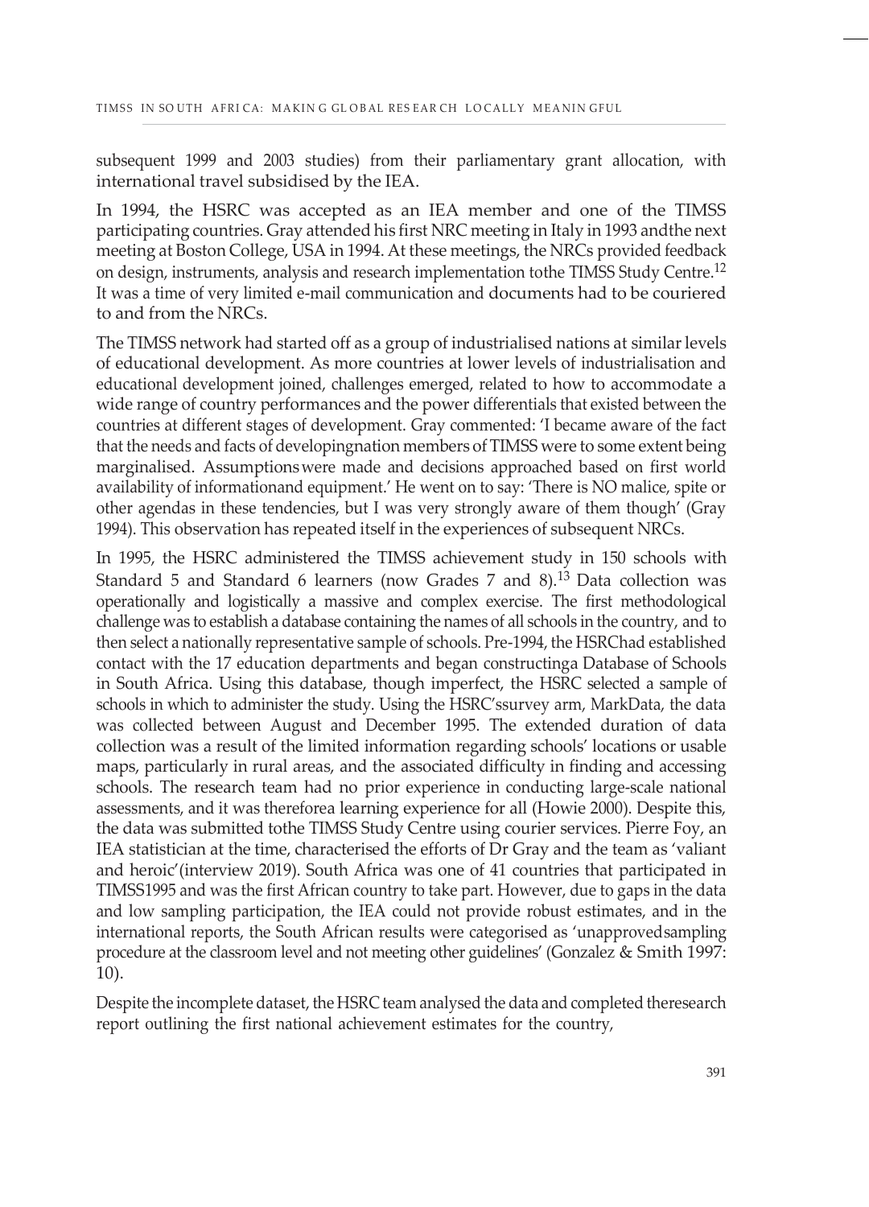subsequent 1999 and 2003 studies) from their parliamentary grant allocation, with international travel subsidised by the IEA.

In 1994, the HSRC was accepted as an IEA member and one of the TIMSS participating countries. Gray attended his first NRC meeting in Italy in 1993 andthe next meeting at Boston College, USA in 1994. At these meetings, the NRCs provided feedback on design, instruments, analysis and research implementation tothe TIMSS Study Centre.[12] It was a time of very limited e-mail communication and documents had to be couriered to and from the NRCs.

The TIMSS network had started off as a group of industrialised nations at similar levels of educational development. As more countries at lower levels of industrialisation and educational development joined, challenges emerged, related to how to accommodate a wide range of country performances and the power differentials that existed between the countries at different stages of development. Gray commented: 'I became aware of the fact that the needs and facts of developingnation members of TIMSS were to some extent being marginalised. Assumptionswere made and decisions approached based on first world availability of informationand equipment.' He went on to say: 'There is NO malice, spite or other agendas in these tendencies, but I was very strongly aware of them though' (Gray 1994). This observation has repeated itself in the experiences of subsequent NRCs.

In 1995, the HSRC administered the TIMSS achievement study in 150 schools with Standard 5 and Standard 6 learners (now Grades 7 and 8).[13] Data collection was operationally and logistically a massive and complex exercise. The first methodological challenge was to establish a database containing the names of all schools in the country, and to then select a nationally representative sample of schools. Pre-1994, the HSRChad established contact with the 17 education departments and began constructinga Database of Schools in South Africa. Using this database, though imperfect, the HSRC selected a sample of schools in which to administer the study. Using the HSRC'ssurvey arm, MarkData, the data was collected between August and December 1995. The extended duration of data collection was a result of the limited information regarding schools' locations or usable maps, particularly in rural areas, and the associated difficulty in finding and accessing schools. The research team had no prior experience in conducting large-scale national assessments, and it was thereforea learning experience for all (Howie 2000). Despite this, the data was submitted tothe TIMSS Study Centre using courier services. Pierre Foy, an IEA statistician at the time, characterised the efforts of Dr Gray and the team as 'valiant and heroic'(interview 2019). South Africa was one of 41 countries that participated in TIMSS1995 and was the first African country to take part. However, due to gaps in the data and low sampling participation, the IEA could not provide robust estimates, and in the international reports, the South African results were categorised as 'unapprovedsampling procedure at the classroom level and not meeting other guidelines' (Gonzalez & Smith 1997: 10).

Despite the incomplete dataset, the HSRC team analysed the data and completed theresearch report outlining the first national achievement estimates for the country,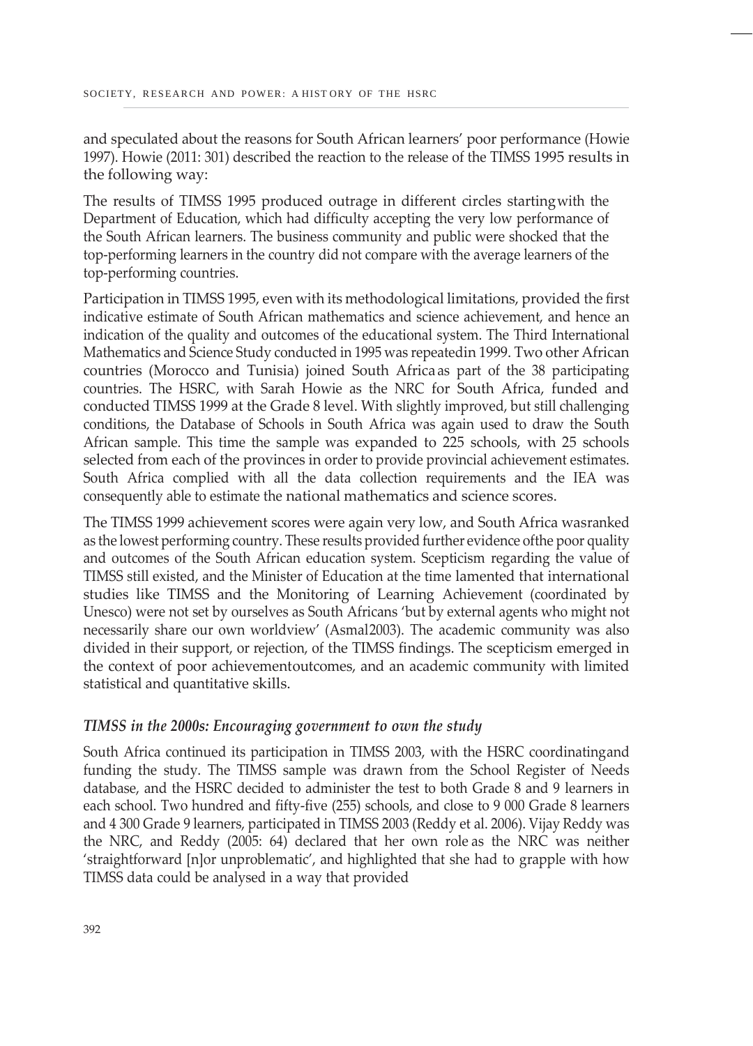and speculated about the reasons for South African learners' poor performance (Howie 1997). Howie (2011: 301) described the reaction to the release of the TIMSS 1995 results in the following way:

> The results of TIMSS 1995 produced outrage in different circles starting with the Department of Education, which had difficulty accepting the very low performance of the South African learners. The business community and public were shocked that the top-performing learners in the country did not compare with the average learners of the top-performing countries.

Participation in TIMSS 1995, even with its methodological limitations, provided the first indicative estimate of South African mathematics and science achievement, and hence an indication of the quality and outcomes of the educational system. The Third International Mathematics and Science Study conducted in 1995 was repeated in 1999. Two other African countries (Morocco and Tunisia) joined South Africa as part of the 38 participating countries. The HSRC, with Sarah Howie as the NRC for South Africa, funded and conducted TIMSS 1999 at the Grade 8 level. With slightly improved, but still challenging conditions, the Database of Schools in South Africa was again used to draw the South African sample. This time the sample was expanded to 225 schools, with 25 schools selected from each of the provinces in order to provide provincial achievement estimates. South Africa complied with all the data collection requirements and the IEA was consequently able to estimate the national mathematics and science scores.

The TIMSS 1999 achievement scores were again very low, and South Africa was ranked as the lowest performing country. These results provided further evidence of the poor quality and outcomes of the South African education system. Scepticism regarding the value of TIMSS still existed, and the Minister of Education at the time lamented that international studies like TIMSS and the Monitoring of Learning Achievement (coordinated by Unesco) were not set by ourselves as South Africans 'but by external agents who might not necessarily share our own worldview' (Asmal 2003). The academic community was also divided in their support, or rejection, of the TIMSS findings. The scepticism emerged in the context of poor achievement outcomes, and an academic community with limited statistical and quantitative skills.

### *TIMSS in the 2000s: Encouraging government to own the study*

South Africa continued its participation in TIMSS 2003, with the HSRC coordinating and funding the study. The TIMSS sample was drawn from the School Register of Needs database, and the HSRC decided to administer the test to both Grade 8 and 9 learners in each school. Two hundred and fifty-five (255) schools, and close to 9 000 Grade 8 learners and 4 300 Grade 9 learners, participated in TIMSS 2003 (Reddy et al. 2006). Vijay Reddy was the NRC, and Reddy (2005: 64) declared that her own role as the NRC was neither 'straightforward [n]or unproblematic', and highlighted that she had to grapple with how TIMSS data could be analysed in a way that provided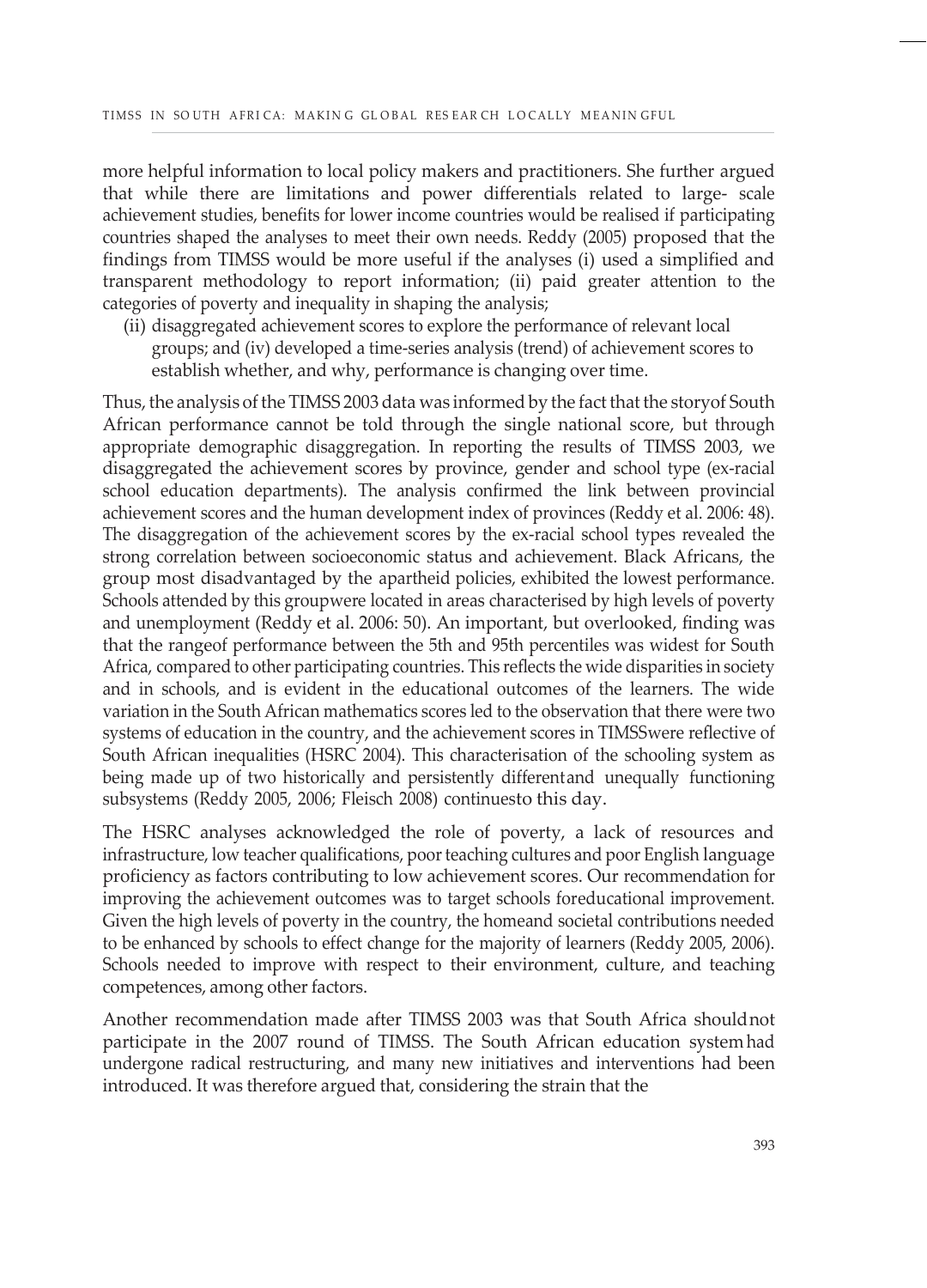more helpful information to local policy makers and practitioners. She further argued that while there are limitations and power differentials related to large- scale achievement studies, benefits for lower income countries would be realised if participating countries shaped the analyses to meet their own needs. Reddy (2005) proposed that the findings from TIMSS would be more useful if the analyses (i) used a simplified and transparent methodology to report information; (ii) paid greater attention to the categories of poverty and inequality in shaping the analysis;

(ii) disaggregated achievement scores to explore the performance of relevant local groups; and (iv) developed a time-series analysis (trend) of achievement scores to establish whether, and why, performance is changing over time.

Thus, the analysis of the TIMSS 2003 data was informed by the fact that the storyof South African performance cannot be told through the single national score, but through appropriate demographic disaggregation. In reporting the results of TIMSS 2003, we disaggregated the achievement scores by province, gender and school type (ex-racial school education departments). The analysis confirmed the link between provincial achievement scores and the human development index of provinces (Reddy et al. 2006: 48). The disaggregation of the achievement scores by the ex-racial school types revealed the strong correlation between socioeconomic status and achievement. Black Africans, the group most disadvantaged by the apartheid policies, exhibited the lowest performance. Schools attended by this groupwere located in areas characterised by high levels of poverty and unemployment (Reddy et al. 2006: 50). An important, but overlooked, finding was that the rangeof performance between the 5th and 95th percentiles was widest for South Africa, compared to other participating countries. This reflects the wide disparities in society and in schools, and is evident in the educational outcomes of the learners. The wide variation in the South African mathematics scores led to the observation that there were two systems of education in the country, and the achievement scores in TIMSSwere reflective of South African inequalities (HSRC 2004). This characterisation of the schooling system as being made up of two historically and persistently differentand unequally functioning subsystems (Reddy 2005, 2006; Fleisch 2008) continuesto this day.

The HSRC analyses acknowledged the role of poverty, a lack of resources and infrastructure, low teacher qualifications, poor teaching cultures and poor English language proficiency as factors contributing to low achievement scores. Our recommendation for improving the achievement outcomes was to target schools foreducational improvement. Given the high levels of poverty in the country, the homeand societal contributions needed to be enhanced by schools to effect change for the majority of learners (Reddy 2005, 2006). Schools needed to improve with respect to their environment, culture, and teaching competences, among other factors.

Another recommendation made after TIMSS 2003 was that South Africa shouldnot participate in the 2007 round of TIMSS. The South African education systemhad undergone radical restructuring, and many new initiatives and interventions had been introduced. It was therefore argued that, considering the strain that the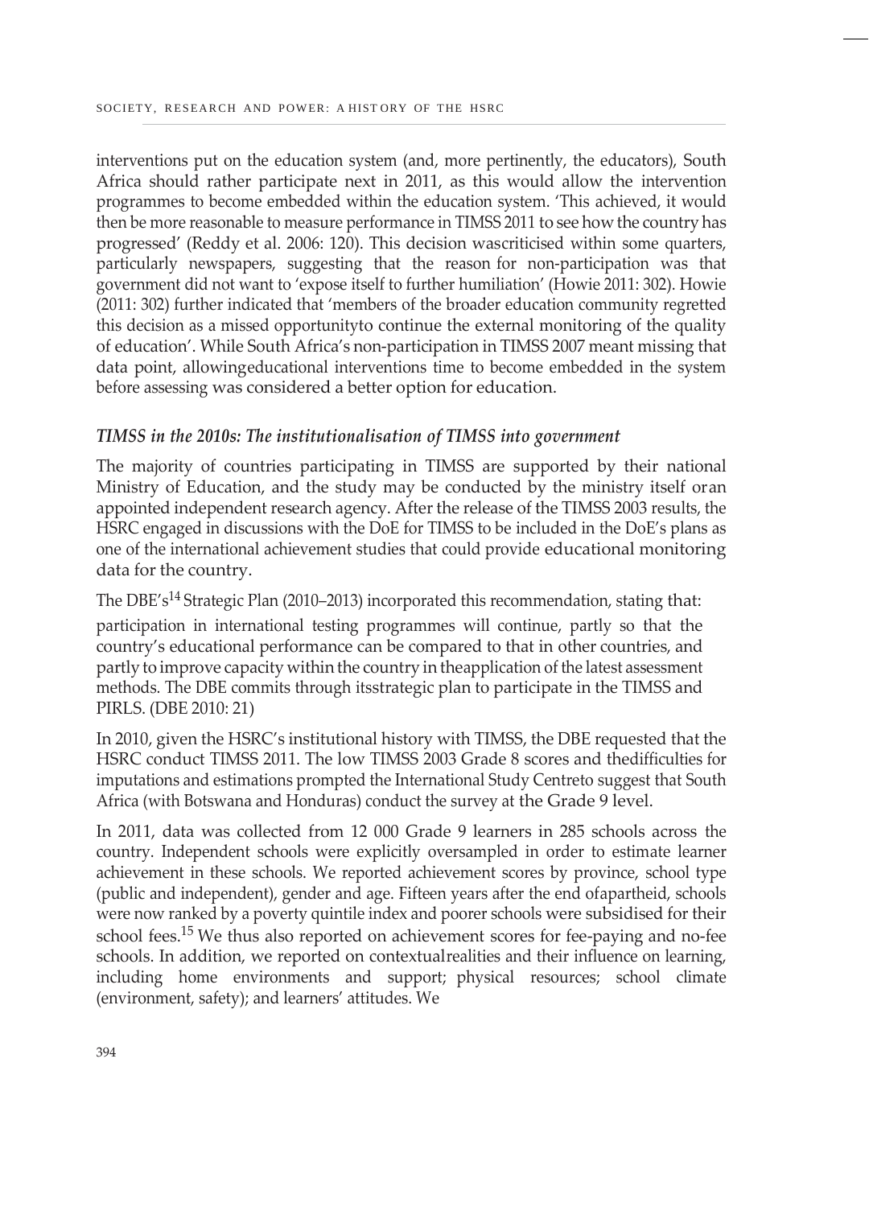interventions put on the education system (and, more pertinently, the educators), South Africa should rather participate next in 2011, as this would allow the intervention programmes to become embedded within the education system. 'This achieved, it would then be more reasonable to measure performance in TIMSS 2011 to see how the country has progressed' (Reddy et al. 2006: 120). This decision wascriticised within some quarters, particularly newspapers, suggesting that the reason for non-participation was that government did not want to 'expose itself to further humiliation' (Howie 2011: 302). Howie (2011: 302) further indicated that 'members of the broader education community regretted this decision as a missed opportunityto continue the external monitoring of the quality of education'. While South Africa's non-participation in TIMSS 2007 meant missing that data point, allowingeducational interventions time to become embedded in the system before assessing was considered a better option for education.

### *TIMSS in the 2010s: The institutionalisation of TIMSS into government*

The majority of countries participating in TIMSS are supported by their national Ministry of Education, and the study may be conducted by the ministry itself oran appointed independent research agency. After the release of the TIMSS 2003 results, the HSRC engaged in discussions with the DoE for TIMSS to be included in the DoE's plans as one of the international achievement studies that could provide educational monitoring data for the country.

The DBE's[14] Strategic Plan (2010–2013) incorporated this recommendation, stating that:

> participation in international testing programmes will continue, partly so that the country's educational performance can be compared to that in other countries, and partly to improve capacity within the country in theapplication of the latest assessment methods. The DBE commits through itsstrategic plan to participate in the TIMSS and PIRLS. (DBE 2010: 21)

In 2010, given the HSRC's institutional history with TIMSS, the DBE requested that the HSRC conduct TIMSS 2011. The low TIMSS 2003 Grade 8 scores and thedifficulties for imputations and estimations prompted the International Study Centreto suggest that South Africa (with Botswana and Honduras) conduct the survey at the Grade 9 level.

In 2011, data was collected from 12 000 Grade 9 learners in 285 schools across the country. Independent schools were explicitly oversampled in order to estimate learner achievement in these schools. We reported achievement scores by province, school type (public and independent), gender and age. Fifteen years after the end ofapartheid, schools were now ranked by a poverty quintile index and poorer schools were subsidised for their school fees.[15] We thus also reported on achievement scores for fee-paying and no-fee schools. In addition, we reported on contextualrealities and their influence on learning, including home environments and support; physical resources; school climate (environment, safety); and learners' attitudes. We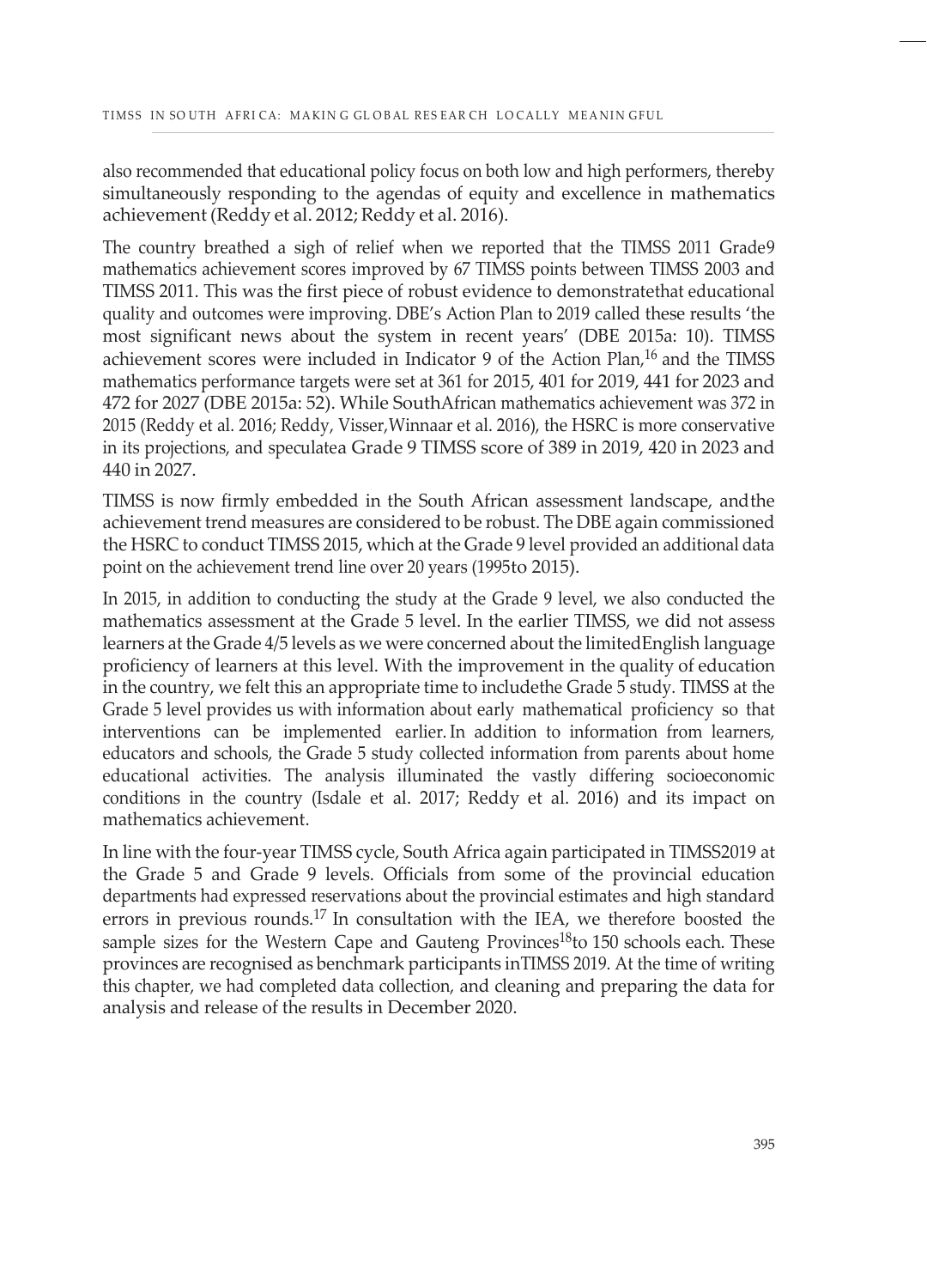also recommended that educational policy focus on both low and high performers, thereby simultaneously responding to the agendas of equity and excellence in mathematics achievement (Reddy et al. 2012; Reddy et al. 2016).

The country breathed a sigh of relief when we reported that the TIMSS 2011 Grade 9 mathematics achievement scores improved by 67 TIMSS points between TIMSS 2003 and TIMSS 2011. This was the first piece of robust evidence to demonstrate that educational quality and outcomes were improving. DBE's Action Plan to 2019 called these results 'the most significant news about the system in recent years' (DBE 2015a: 10). TIMSS achievement scores were included in Indicator 9 of the Action Plan,[16] and the TIMSS mathematics performance targets were set at 361 for 2015, 401 for 2019, 441 for 2023 and 472 for 2027 (DBE 2015a: 52). While South African mathematics achievement was 372 in 2015 (Reddy et al. 2016; Reddy, Visser, Winnaar et al. 2016), the HSRC is more conservative in its projections, and speculate a Grade 9 TIMSS score of 389 in 2019, 420 in 2023 and 440 in 2027.

TIMSS is now firmly embedded in the South African assessment landscape, and the achievement trend measures are considered to be robust. The DBE again commissioned the HSRC to conduct TIMSS 2015, which at the Grade 9 level provided an additional data point on the achievement trend line over 20 years (1995 to 2015).

In 2015, in addition to conducting the study at the Grade 9 level, we also conducted the mathematics assessment at the Grade 5 level. In the earlier TIMSS, we did not assess learners at the Grade 4/5 levels as we were concerned about the limited English language proficiency of learners at this level. With the improvement in the quality of education in the country, we felt this an appropriate time to include the Grade 5 study. TIMSS at the Grade 5 level provides us with information about early mathematical proficiency so that interventions can be implemented earlier. In addition to information from learners, educators and schools, the Grade 5 study collected information from parents about home educational activities. The analysis illuminated the vastly differing socioeconomic conditions in the country (Isdale et al. 2017; Reddy et al. 2016) and its impact on mathematics achievement.

In line with the four-year TIMSS cycle, South Africa again participated in TIMSS 2019 at the Grade 5 and Grade 9 levels. Officials from some of the provincial education departments had expressed reservations about the provincial estimates and high standard errors in previous rounds.[17] In consultation with the IEA, we therefore boosted the sample sizes for the Western Cape and Gauteng Provinces[18] to 150 schools each. These provinces are recognised as benchmark participants in TIMSS 2019. At the time of writing this chapter, we had completed data collection, and cleaning and preparing the data for analysis and release of the results in December 2020.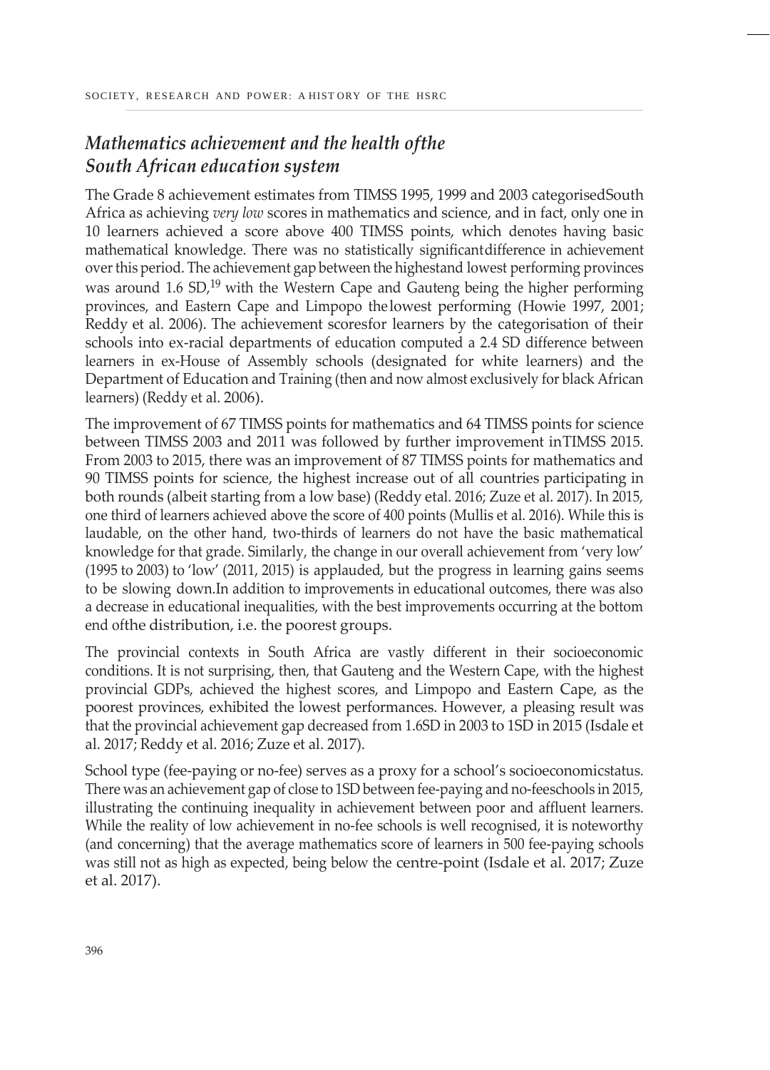## *Mathematics achievement and the health ofthe South African education system*

The Grade 8 achievement estimates from TIMSS 1995, 1999 and 2003 categorisedSouth Africa as achieving *very low* scores in mathematics and science, and in fact, only one in 10 learners achieved a score above 400 TIMSS points, which denotes having basic mathematical knowledge. There was no statistically significantdifference in achievement over this period. The achievement gap between the highestand lowest performing provinces was around 1.6 SD,[19] with the Western Cape and Gauteng being the higher performing provinces, and Eastern Cape and Limpopo thelowest performing (Howie 1997, 2001; Reddy et al. 2006). The achievement scoresfor learners by the categorisation of their schools into ex-racial departments of education computed a 2.4 SD difference between learners in ex-House of Assembly schools (designated for white learners) and the Department of Education and Training (then and now almost exclusively for black African learners) (Reddy et al. 2006).

The improvement of 67 TIMSS points for mathematics and 64 TIMSS points for science between TIMSS 2003 and 2011 was followed by further improvement inTIMSS 2015. From 2003 to 2015, there was an improvement of 87 TIMSS points for mathematics and 90 TIMSS points for science, the highest increase out of all countries participating in both rounds (albeit starting from a low base) (Reddy etal. 2016; Zuze et al. 2017). In 2015, one third of learners achieved above the score of 400 points (Mullis et al. 2016). While this is laudable, on the other hand, two-thirds of learners do not have the basic mathematical knowledge for that grade. Similarly, the change in our overall achievement from 'very low' (1995 to 2003) to 'low' (2011, 2015) is applauded, but the progress in learning gains seems to be slowing down.In addition to improvements in educational outcomes, there was also a decrease in educational inequalities, with the best improvements occurring at the bottom end ofthe distribution, i.e. the poorest groups.

The provincial contexts in South Africa are vastly different in their socioeconomic conditions. It is not surprising, then, that Gauteng and the Western Cape, with the highest provincial GDPs, achieved the highest scores, and Limpopo and Eastern Cape, as the poorest provinces, exhibited the lowest performances. However, a pleasing result was that the provincial achievement gap decreased from 1.6SD in 2003 to 1SD in 2015 (Isdale et al. 2017; Reddy et al. 2016; Zuze et al. 2017).

School type (fee-paying or no-fee) serves as a proxy for a school's socioeconomicstatus. There was an achievement gap of close to 1SD between fee-paying and no-feeschools in 2015, illustrating the continuing inequality in achievement between poor and affluent learners. While the reality of low achievement in no-fee schools is well recognised, it is noteworthy (and concerning) that the average mathematics score of learners in 500 fee-paying schools was still not as high as expected, being below the centre-point (Isdale et al. 2017; Zuze et al. 2017).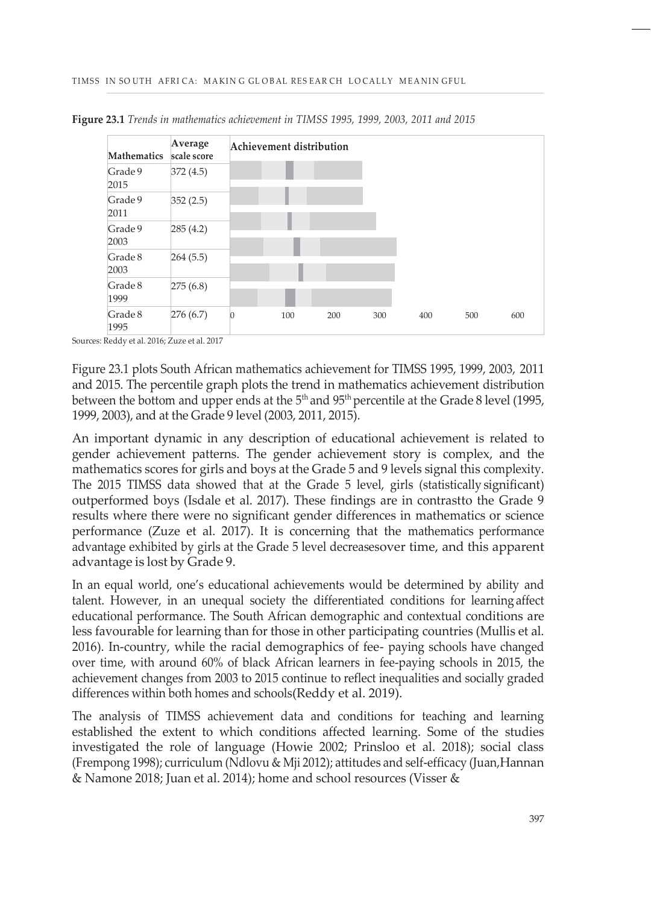**Figure 23.1** *Trends in mathematics achievement in TIMSS 1995, 1999, 2003, 2011 and 2015*

| Mathematics | Average scale score | Achievement distribution |
|---|---|---|
| Grade 9 2015 | 372 (4.5) | |
| Grade 9 2011 | 352 (2.5) | |
| Grade 9 2003 | 285 (4.2) | |
| Grade 8 2003 | 264 (5.5) | |
| Grade 8 1999 | 275 (6.8) | |
| Grade 8 1995 | 276 (6.7) | 0 100 200 300 400 500 600 |

Sources: Reddy et al. 2016; Zuze et al. 2017

Figure 23.1 plots South African mathematics achievement for TIMSS 1995, 1999, 2003, 2011 and 2015. The percentile graph plots the trend in mathematics achievement distribution between the bottom and upper ends at the 5th and 95th percentile at the Grade 8 level (1995, 1999, 2003), and at the Grade 9 level (2003, 2011, 2015).

An important dynamic in any description of educational achievement is related to gender achievement patterns. The gender achievement story is complex, and the mathematics scores for girls and boys at the Grade 5 and 9 levels signal this complexity. The 2015 TIMSS data showed that at the Grade 5 level, girls (statistically significant) outperformed boys (Isdale et al. 2017). These findings are in contrastto the Grade 9 results where there were no significant gender differences in mathematics or science performance (Zuze et al. 2017). It is concerning that the mathematics performance advantage exhibited by girls at the Grade 5 level decreasesover time, and this apparent advantage is lost by Grade 9.

In an equal world, one's educational achievements would be determined by ability and talent. However, in an unequal society the differentiated conditions for learning affect educational performance. The South African demographic and contextual conditions are less favourable for learning than for those in other participating countries (Mullis et al. 2016). In-country, while the racial demographics of fee- paying schools have changed over time, with around 60% of black African learners in fee-paying schools in 2015, the achievement changes from 2003 to 2015 continue to reflect inequalities and socially graded differences within both homes and schools(Reddy et al. 2019).

The analysis of TIMSS achievement data and conditions for teaching and learning established the extent to which conditions affected learning. Some of the studies investigated the role of language (Howie 2002; Prinsloo et al. 2018); social class (Frempong 1998); curriculum (Ndlovu & Mji 2012); attitudes and self-efficacy (Juan,Hannan & Namone 2018; Juan et al. 2014); home and school resources (Visser &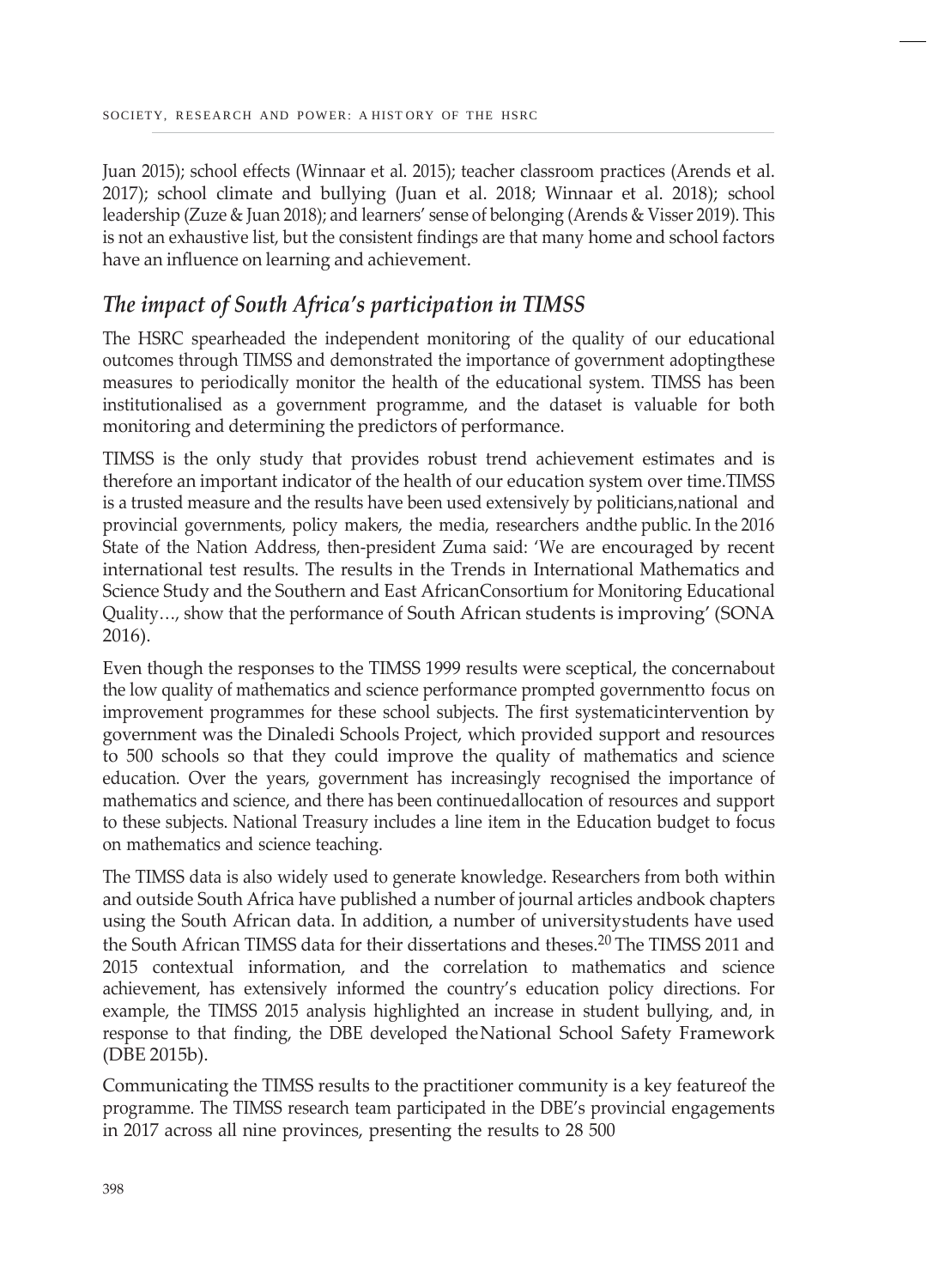Juan 2015); school effects (Winnaar et al. 2015); teacher classroom practices (Arends et al. 2017); school climate and bullying (Juan et al. 2018; Winnaar et al. 2018); school leadership (Zuze & Juan 2018); and learners' sense of belonging (Arends & Visser 2019). This is not an exhaustive list, but the consistent findings are that many home and school factors have an influence on learning and achievement.

## *The impact of South Africa's participation in TIMSS*

The HSRC spearheaded the independent monitoring of the quality of our educational outcomes through TIMSS and demonstrated the importance of government adopting these measures to periodically monitor the health of the educational system. TIMSS has been institutionalised as a government programme, and the dataset is valuable for both monitoring and determining the predictors of performance.

TIMSS is the only study that provides robust trend achievement estimates and is therefore an important indicator of the health of our education system over time. TIMSS is a trusted measure and the results have been used extensively by politicians, national and provincial governments, policy makers, the media, researchers and the public. In the 2016 State of the Nation Address, then-president Zuma said: 'We are encouraged by recent international test results. The results in the Trends in International Mathematics and Science Study and the Southern and East African Consortium for Monitoring Educational Quality…, show that the performance of South African students is improving' (SONA 2016).

Even though the responses to the TIMSS 1999 results were sceptical, the concern about the low quality of mathematics and science performance prompted government to focus on improvement programmes for these school subjects. The first systematic intervention by government was the Dinaledi Schools Project, which provided support and resources to 500 schools so that they could improve the quality of mathematics and science education. Over the years, government has increasingly recognised the importance of mathematics and science, and there has been continued allocation of resources and support to these subjects. National Treasury includes a line item in the Education budget to focus on mathematics and science teaching.

The TIMSS data is also widely used to generate knowledge. Researchers from both within and outside South Africa have published a number of journal articles and book chapters using the South African data. In addition, a number of university students have used the South African TIMSS data for their dissertations and theses.[20] The TIMSS 2011 and 2015 contextual information, and the correlation to mathematics and science achievement, has extensively informed the country's education policy directions. For example, the TIMSS 2015 analysis highlighted an increase in student bullying, and, in response to that finding, the DBE developed the National School Safety Framework (DBE 2015b).

Communicating the TIMSS results to the practitioner community is a key feature of the programme. The TIMSS research team participated in the DBE's provincial engagements in 2017 across all nine provinces, presenting the results to 28 500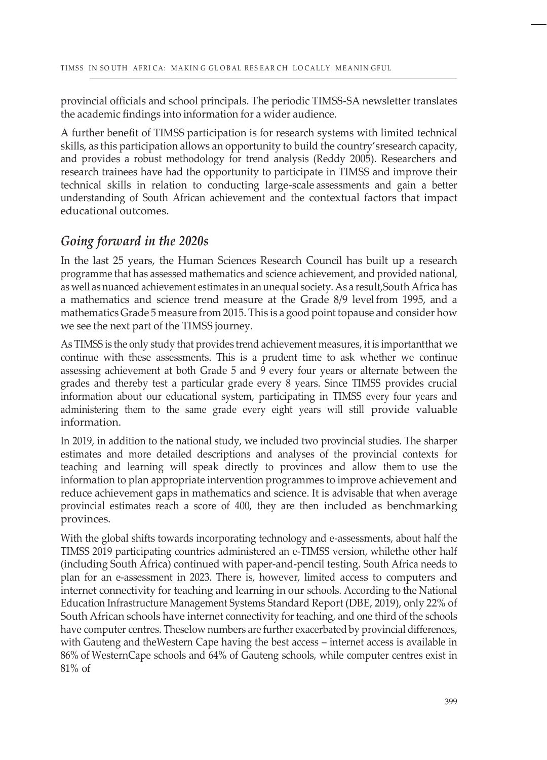provincial officials and school principals. The periodic TIMSS-SA newsletter translates the academic findings into information for a wider audience.

A further benefit of TIMSS participation is for research systems with limited technical skills, as this participation allows an opportunity to build the country's research capacity, and provides a robust methodology for trend analysis (Reddy 2005). Researchers and research trainees have had the opportunity to participate in TIMSS and improve their technical skills in relation to conducting large-scale assessments and gain a better understanding of South African achievement and the contextual factors that impact educational outcomes.

## *Going forward in the 2020s*

In the last 25 years, the Human Sciences Research Council has built up a research programme that has assessed mathematics and science achievement, and provided national, as well as nuanced achievement estimates in an unequal society. As a result, South Africa has a mathematics and science trend measure at the Grade 8/9 level from 1995, and a mathematics Grade 5 measure from 2015. This is a good point to pause and consider how we see the next part of the TIMSS journey.

As TIMSS is the only study that provides trend achievement measures, it is important that we continue with these assessments. This is a prudent time to ask whether we continue assessing achievement at both Grade 5 and 9 every four years or alternate between the grades and thereby test a particular grade every 8 years. Since TIMSS provides crucial information about our educational system, participating in TIMSS every four years and administering them to the same grade every eight years will still provide valuable information.

In 2019, in addition to the national study, we included two provincial studies. The sharper estimates and more detailed descriptions and analyses of the provincial contexts for teaching and learning will speak directly to provinces and allow them to use the information to plan appropriate intervention programmes to improve achievement and reduce achievement gaps in mathematics and science. It is advisable that when average provincial estimates reach a score of 400, they are then included as benchmarking provinces.

With the global shifts towards incorporating technology and e-assessments, about half the TIMSS 2019 participating countries administered an e-TIMSS version, while the other half (including South Africa) continued with paper-and-pencil testing. South Africa needs to plan for an e-assessment in 2023. There is, however, limited access to computers and internet connectivity for teaching and learning in our schools. According to the National Education Infrastructure Management Systems Standard Report (DBE, 2019), only 22% of South African schools have internet connectivity for teaching, and one third of the schools have computer centres. These low numbers are further exacerbated by provincial differences, with Gauteng and the Western Cape having the best access – internet access is available in 86% of Western Cape schools and 64% of Gauteng schools, while computer centres exist in 81% of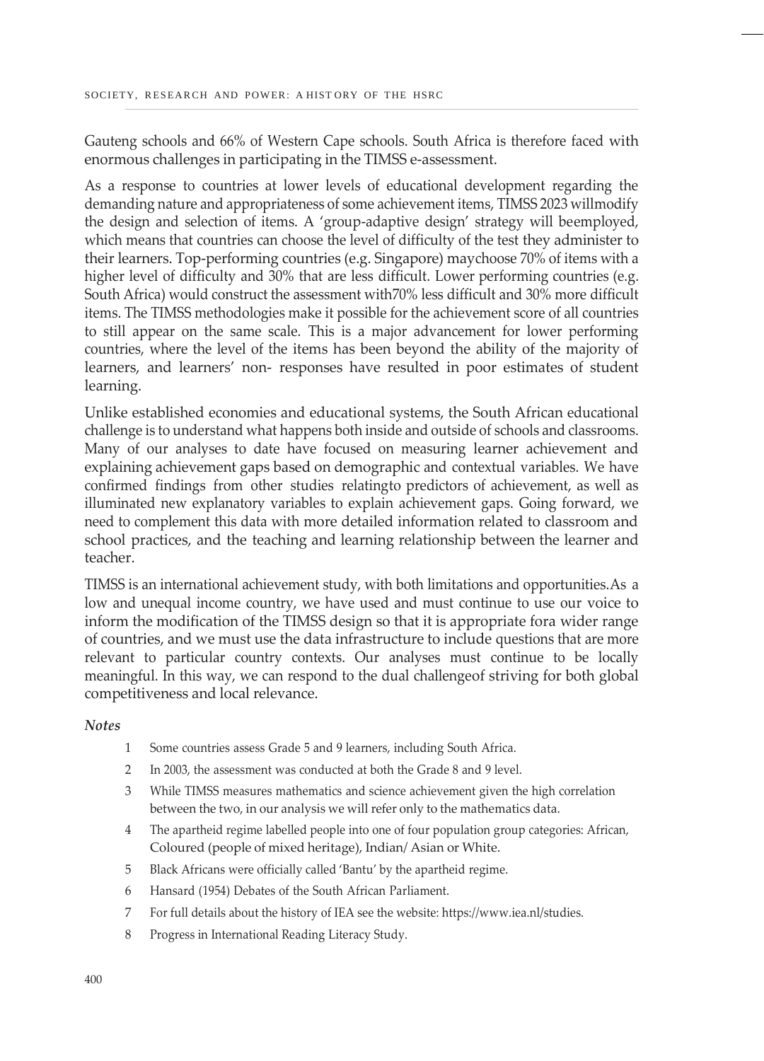Gauteng schools and 66% of Western Cape schools. South Africa is therefore faced with enormous challenges in participating in the TIMSS e-assessment.

As a response to countries at lower levels of educational development regarding the demanding nature and appropriateness of some achievement items, TIMSS 2023 willmodify the design and selection of items. A 'group-adaptive design' strategy will beemployed, which means that countries can choose the level of difficulty of the test they administer to their learners. Top-performing countries (e.g. Singapore) maychoose 70% of items with a higher level of difficulty and 30% that are less difficult. Lower performing countries (e.g. South Africa) would construct the assessment with70% less difficult and 30% more difficult items. The TIMSS methodologies make it possible for the achievement score of all countries to still appear on the same scale. This is a major advancement for lower performing countries, where the level of the items has been beyond the ability of the majority of learners, and learners' non- responses have resulted in poor estimates of student learning.

Unlike established economies and educational systems, the South African educational challenge is to understand what happens both inside and outside of schools and classrooms. Many of our analyses to date have focused on measuring learner achievement and explaining achievement gaps based on demographic and contextual variables. We have confirmed findings from other studies relatingto predictors of achievement, as well as illuminated new explanatory variables to explain achievement gaps. Going forward, we need to complement this data with more detailed information related to classroom and school practices, and the teaching and learning relationship between the learner and teacher.

TIMSS is an international achievement study, with both limitations and opportunities.As a low and unequal income country, we have used and must continue to use our voice to inform the modification of the TIMSS design so that it is appropriate fora wider range of countries, and we must use the data infrastructure to include questions that are more relevant to particular country contexts. Our analyses must continue to be locally meaningful. In this way, we can respond to the dual challengeof striving for both global competitiveness and local relevance.

*Notes*

1. Some countries assess Grade 5 and 9 learners, including South Africa.
2. In 2003, the assessment was conducted at both the Grade 8 and 9 level.
3. While TIMSS measures mathematics and science achievement given the high correlation between the two, in our analysis we will refer only to the mathematics data.
4. The apartheid regime labelled people into one of four population group categories: African, Coloured (people of mixed heritage), Indian/ Asian or White.
5. Black Africans were officially called 'Bantu' by the apartheid regime.
6. Hansard (1954) Debates of the South African Parliament.
7. For full details about the history of IEA see the website: https://www.iea.nl/studies.
8. Progress in International Reading Literacy Study.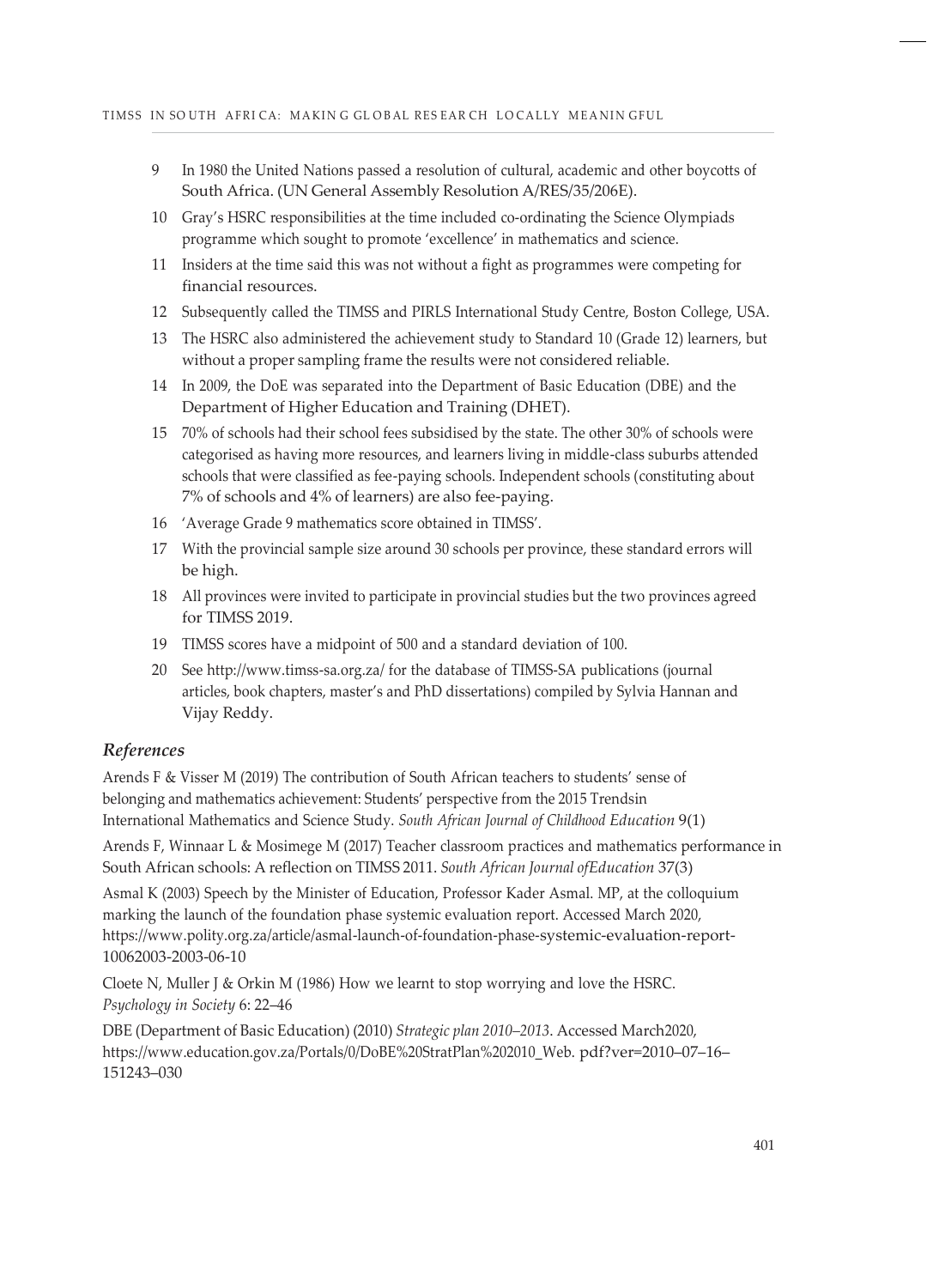9 In 1980 the United Nations passed a resolution of cultural, academic and other boycotts of South Africa. (UN General Assembly Resolution A/RES/35/206E).

10 Gray's HSRC responsibilities at the time included co-ordinating the Science Olympiads programme which sought to promote 'excellence' in mathematics and science.

11 Insiders at the time said this was not without a fight as programmes were competing for financial resources.

12 Subsequently called the TIMSS and PIRLS International Study Centre, Boston College, USA.

13 The HSRC also administered the achievement study to Standard 10 (Grade 12) learners, but without a proper sampling frame the results were not considered reliable.

14 In 2009, the DoE was separated into the Department of Basic Education (DBE) and the Department of Higher Education and Training (DHET).

15 70% of schools had their school fees subsidised by the state. The other 30% of schools were categorised as having more resources, and learners living in middle-class suburbs attended schools that were classified as fee-paying schools. Independent schools (constituting about 7% of schools and 4% of learners) are also fee-paying.

16 'Average Grade 9 mathematics score obtained in TIMSS'.

17 With the provincial sample size around 30 schools per province, these standard errors will be high.

18 All provinces were invited to participate in provincial studies but the two provinces agreed for TIMSS 2019.

19 TIMSS scores have a midpoint of 500 and a standard deviation of 100.

20 See http://www.timss-sa.org.za/ for the database of TIMSS-SA publications (journal articles, book chapters, master's and PhD dissertations) compiled by Sylvia Hannan and Vijay Reddy.

## *References*

Arends F & Visser M (2019) The contribution of South African teachers to students' sense of belonging and mathematics achievement: Students' perspective from the 2015 Trendsin International Mathematics and Science Study. *South African Journal of Childhood Education* 9(1)

Arends F, Winnaar L & Mosimege M (2017) Teacher classroom practices and mathematics performance in South African schools: A reflection on TIMSS 2011. *South African Journal ofEducation* 37(3)

Asmal K (2003) Speech by the Minister of Education, Professor Kader Asmal. MP, at the colloquium marking the launch of the foundation phase systemic evaluation report. Accessed March 2020, https://www.polity.org.za/article/asmal-launch-of-foundation-phase-systemic-evaluation-report-10062003-2003-06-10

Cloete N, Muller J & Orkin M (1986) How we learnt to stop worrying and love the HSRC. *Psychology in Society* 6: 22–46

DBE (Department of Basic Education) (2010) *Strategic plan 2010–2013*. Accessed March2020, https://www.education.gov.za/Portals/0/DoBE%20StratPlan%202010_Web. pdf?ver=2010–07–16–151243–030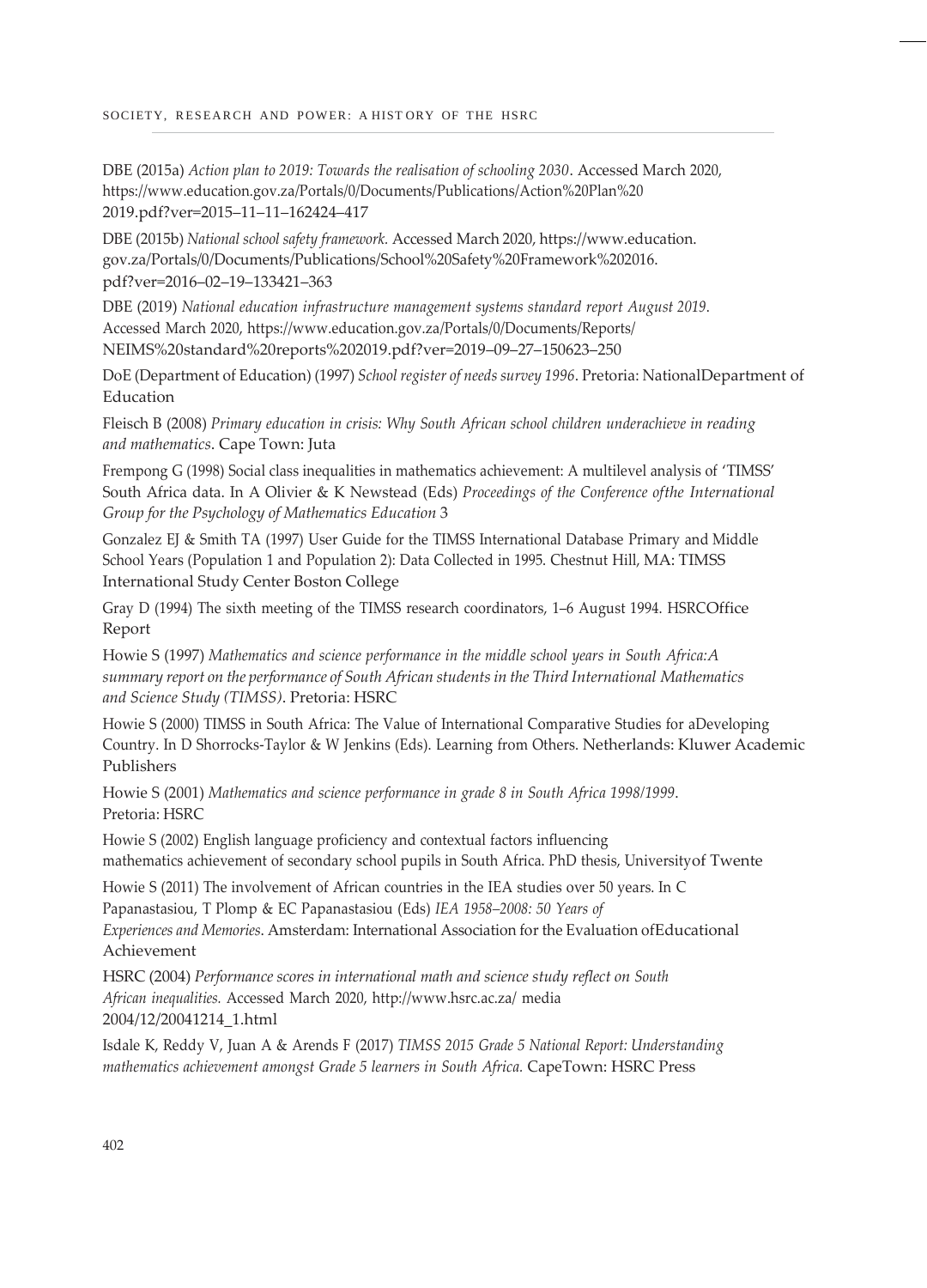DBE (2015a) *Action plan to 2019: Towards the realisation of schooling 2030*. Accessed March 2020, https://www.education.gov.za/Portals/0/Documents/Publications/Action%20Plan%20 2019.pdf?ver=2015–11–11–162424–417

DBE (2015b) *National school safety framework*. Accessed March 2020, https://www.education.gov.za/Portals/0/Documents/Publications/School%20Safety%20Framework%202016.pdf?ver=2016–02–19–133421–363

DBE (2019) *National education infrastructure management systems standard report August 2019*. Accessed March 2020, https://www.education.gov.za/Portals/0/Documents/Reports/NEIMS%20standard%20reports%202019.pdf?ver=2019–09–27–150623–250

DoE (Department of Education) (1997) *School register of needs survey 1996*. Pretoria: NationalDepartment of Education

Fleisch B (2008) *Primary education in crisis: Why South African school children underachieve in reading and mathematics*. Cape Town: Juta

Frempong G (1998) Social class inequalities in mathematics achievement: A multilevel analysis of 'TIMSS' South Africa data. In A Olivier & K Newstead (Eds) *Proceedings of the Conference ofthe International Group for the Psychology of Mathematics Education* 3

Gonzalez EJ & Smith TA (1997) User Guide for the TIMSS International Database Primary and Middle School Years (Population 1 and Population 2): Data Collected in 1995. Chestnut Hill, MA: TIMSS International Study Center Boston College

Gray D (1994) The sixth meeting of the TIMSS research coordinators, 1–6 August 1994. HSRCOffice Report

Howie S (1997) *Mathematics and science performance in the middle school years in South Africa:A summary report on the performance of South African students in the Third International Mathematics and Science Study (TIMSS)*. Pretoria: HSRC

Howie S (2000) TIMSS in South Africa: The Value of International Comparative Studies for aDeveloping Country. In D Shorrocks-Taylor & W Jenkins (Eds). Learning from Others. Netherlands: Kluwer Academic Publishers

Howie S (2001) *Mathematics and science performance in grade 8 in South Africa 1998/1999*. Pretoria: HSRC

Howie S (2002) English language proficiency and contextual factors influencing mathematics achievement of secondary school pupils in South Africa. PhD thesis, Universityof Twente

Howie S (2011) The involvement of African countries in the IEA studies over 50 years. In C Papanastasiou, T Plomp & EC Papanastasiou (Eds) *IEA 1958–2008: 50 Years of Experiences and Memories*. Amsterdam: International Association for the Evaluation ofEducational Achievement

HSRC (2004) *Performance scores in international math and science study reflect on South African inequalities.* Accessed March 2020, http://www.hsrc.ac.za/ media 2004/12/20041214_1.html

Isdale K, Reddy V, Juan A & Arends F (2017) *TIMSS 2015 Grade 5 National Report: Understanding mathematics achievement amongst Grade 5 learners in South Africa.* CapeTown: HSRC Press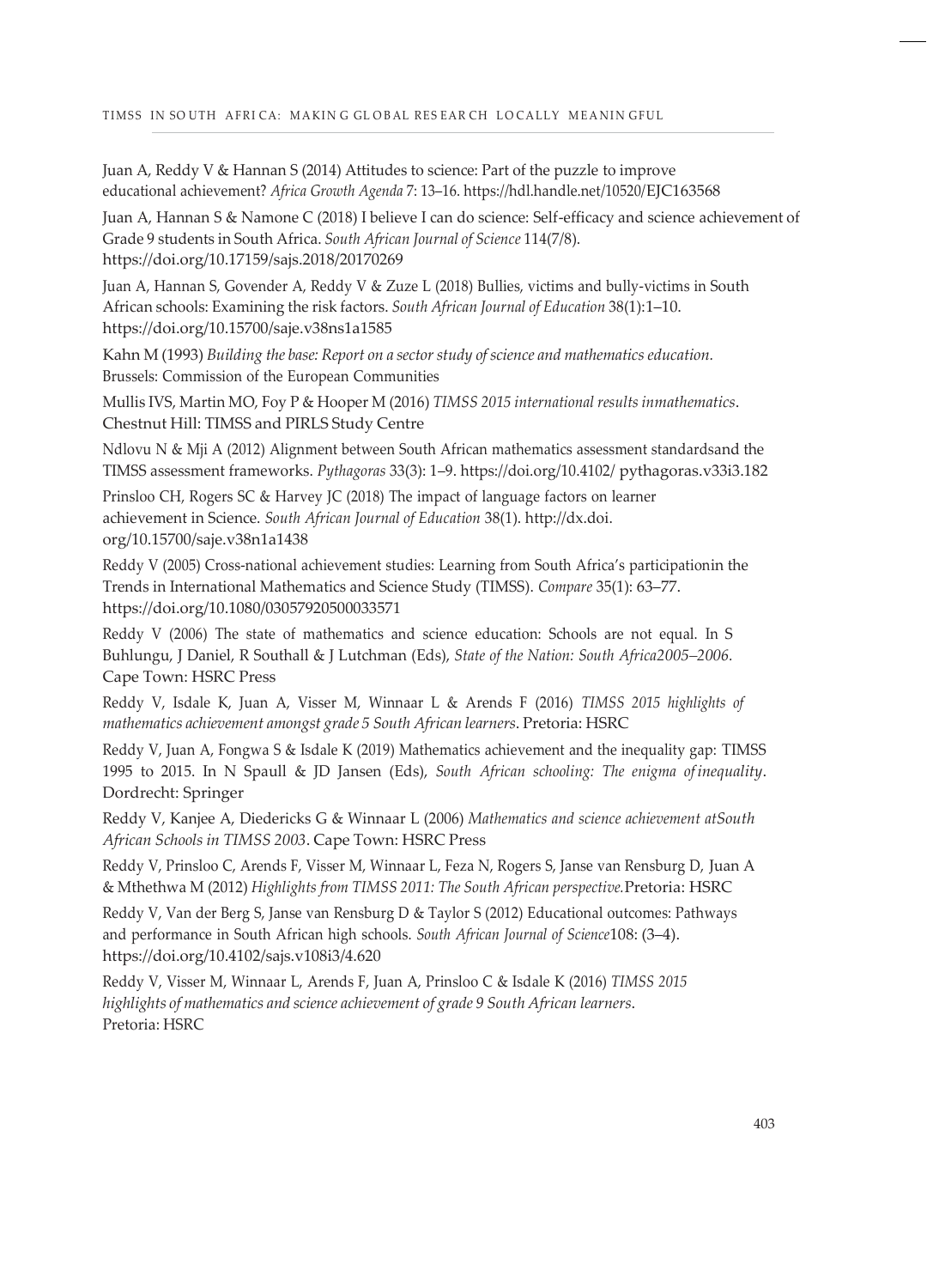Juan A, Reddy V & Hannan S (2014) Attitudes to science: Part of the puzzle to improve educational achievement? *Africa Growth Agenda* 7: 13–16. https://hdl.handle.net/10520/EJC163568

Juan A, Hannan S & Namone C (2018) I believe I can do science: Self-efficacy and science achievement of Grade 9 students in South Africa. *South African Journal of Science* 114(7/8). https://doi.org/10.17159/sajs.2018/20170269

Juan A, Hannan S, Govender A, Reddy V & Zuze L (2018) Bullies, victims and bully-victims in South African schools: Examining the risk factors. *South African Journal of Education* 38(1):1–10. https://doi.org/10.15700/saje.v38ns1a1585

Kahn M (1993) *Building the base: Report on a sector study of science and mathematics education.* Brussels: Commission of the European Communities

Mullis IVS, Martin MO, Foy P & Hooper M (2016) *TIMSS 2015 international results inmathematics*. Chestnut Hill: TIMSS and PIRLS Study Centre

Ndlovu N & Mji A (2012) Alignment between South African mathematics assessment standardsand the TIMSS assessment frameworks. *Pythagoras* 33(3): 1–9. https://doi.org/10.4102/ pythagoras.v33i3.182

Prinsloo CH, Rogers SC & Harvey JC (2018) The impact of language factors on learner achievement in Science. *South African Journal of Education* 38(1). http://dx.doi.org/10.15700/saje.v38n1a1438

Reddy V (2005) Cross-national achievement studies: Learning from South Africa's participationin the Trends in International Mathematics and Science Study (TIMSS). *Compare* 35(1): 63–77. https://doi.org/10.1080/03057920500033571

Reddy V (2006) The state of mathematics and science education: Schools are not equal. In S Buhlungu, J Daniel, R Southall & J Lutchman (Eds), *State of the Nation: South Africa2005–2006*. Cape Town: HSRC Press

Reddy V, Isdale K, Juan A, Visser M, Winnaar L & Arends F (2016) *TIMSS 2015 highlights of mathematics achievement amongst grade 5 South African learners*. Pretoria: HSRC

Reddy V, Juan A, Fongwa S & Isdale K (2019) Mathematics achievement and the inequality gap: TIMSS 1995 to 2015. In N Spaull & JD Jansen (Eds), *South African schooling: The enigma of inequality*. Dordrecht: Springer

Reddy V, Kanjee A, Diedericks G & Winnaar L (2006) *Mathematics and science achievement atSouth African Schools in TIMSS 2003*. Cape Town: HSRC Press

Reddy V, Prinsloo C, Arends F, Visser M, Winnaar L, Feza N, Rogers S, Janse van Rensburg D, Juan A & Mthethwa M (2012) *Highlights from TIMSS 2011: The South African perspective.* Pretoria: HSRC

Reddy V, Van der Berg S, Janse van Rensburg D & Taylor S (2012) Educational outcomes: Pathways and performance in South African high schools. *South African Journal of Science*108: (3–4). https://doi.org/10.4102/sajs.v108i3/4.620

Reddy V, Visser M, Winnaar L, Arends F, Juan A, Prinsloo C & Isdale K (2016) *TIMSS 2015 highlights of mathematics and science achievement of grade 9 South African learners*. Pretoria: HSRC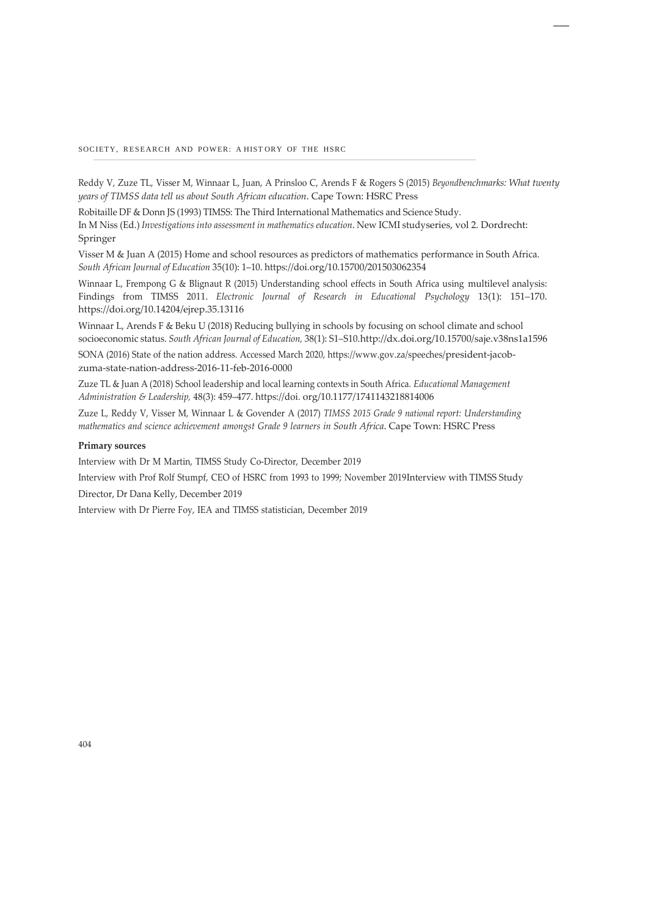Reddy V, Zuze TL, Visser M, Winnaar L, Juan, A Prinsloo C, Arends F & Rogers S (2015) *Beyondbenchmarks: What twenty years of TIMSS data tell us about South African education*. Cape Town: HSRC Press

Robitaille DF & Donn JS (1993) TIMSS: The Third International Mathematics and Science Study. In M Niss (Ed.) *Investigations into assessment in mathematics education*. New ICMI studyseries, vol 2. Dordrecht: Springer

Visser M & Juan A (2015) Home and school resources as predictors of mathematics performance in South Africa. *South African Journal of Education* 35(10): 1–10. https://doi.org/10.15700/201503062354

Winnaar L, Frempong G & Blignaut R (2015) Understanding school effects in South Africa using multilevel analysis: Findings from TIMSS 2011. *Electronic Journal of Research in Educational Psychology* 13(1): 151–170. https://doi.org/10.14204/ejrep.35.13116

Winnaar L, Arends F & Beku U (2018) Reducing bullying in schools by focusing on school climate and school socioeconomic status. *South African Journal of Education,* 38(1): S1–S10.http://dx.doi.org/10.15700/saje.v38ns1a1596

SONA (2016) State of the nation address. Accessed March 2020, https://www.gov.za/speeches/president-jacob-zuma-state-nation-address-2016-11-feb-2016-0000

Zuze TL & Juan A (2018) School leadership and local learning contexts in South Africa. *Educational Management Administration & Leadership,* 48(3): 459–477. https://doi. org/10.1177/1741143218814006

Zuze L, Reddy V, Visser M, Winnaar L & Govender A (2017) *TIMSS 2015 Grade 9 national report: Understanding mathematics and science achievement amongst Grade 9 learners in South Africa*. Cape Town: HSRC Press

**Primary sources**

Interview with Dr M Martin, TIMSS Study Co-Director, December 2019

Interview with Prof Rolf Stumpf, CEO of HSRC from 1993 to 1999; November 2019Interview with TIMSS Study Director, Dr Dana Kelly, December 2019

Interview with Dr Pierre Foy, IEA and TIMSS statistician, December 2019